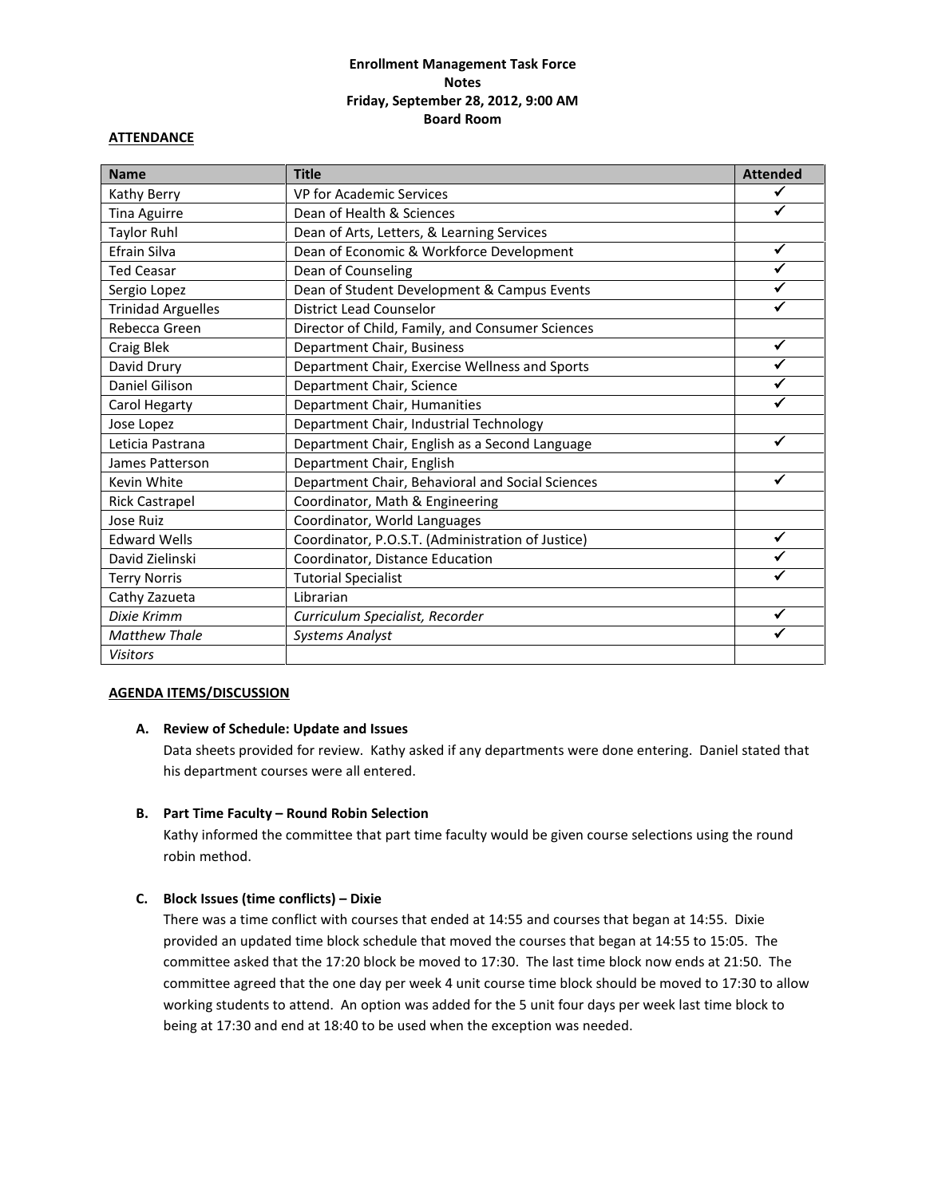**Enrollment Management Task Force**
**Notes**
**Friday, September 28, 2012, 9:00 AM**
**Board Room**

**ATTENDANCE**

| Name | Title | Attended |
|---|---|---|
| Kathy Berry | VP for Academic Services | ✓ |
| Tina Aguirre | Dean of Health & Sciences | ✓ |
| Taylor Ruhl | Dean of Arts, Letters, & Learning Services | |
| Efrain Silva | Dean of Economic & Workforce Development | ✓ |
| Ted Ceasar | Dean of Counseling | ✓ |
| Sergio Lopez | Dean of Student Development & Campus Events | ✓ |
| Trinidad Arguelles | District Lead Counselor | ✓ |
| Rebecca Green | Director of Child, Family, and Consumer Sciences | |
| Craig Blek | Department Chair, Business | ✓ |
| David Drury | Department Chair, Exercise Wellness and Sports | ✓ |
| Daniel Gilison | Department Chair, Science | ✓ |
| Carol Hegarty | Department Chair, Humanities | ✓ |
| Jose Lopez | Department Chair, Industrial Technology | |
| Leticia Pastrana | Department Chair, English as a Second Language | ✓ |
| James Patterson | Department Chair, English | |
| Kevin White | Department Chair, Behavioral and Social Sciences | ✓ |
| Rick Castrapel | Coordinator, Math & Engineering | |
| Jose Ruiz | Coordinator, World Languages | |
| Edward Wells | Coordinator, P.O.S.T. (Administration of Justice) | ✓ |
| David Zielinski | Coordinator, Distance Education | ✓ |
| Terry Norris | Tutorial Specialist | ✓ |
| Cathy Zazueta | Librarian | |
| *Dixie Krimm* | *Curriculum Specialist, Recorder* | ✓ |
| *Matthew Thale* | *Systems Analyst* | ✓ |
| *Visitors* | | |

**AGENDA ITEMS/DISCUSSION**

**A. Review of Schedule: Update and Issues**

Data sheets provided for review. Kathy asked if any departments were done entering. Daniel stated that his department courses were all entered.

**B. Part Time Faculty – Round Robin Selection**

Kathy informed the committee that part time faculty would be given course selections using the round robin method.

**C. Block Issues (time conflicts) – Dixie**

There was a time conflict with courses that ended at 14:55 and courses that began at 14:55. Dixie provided an updated time block schedule that moved the courses that began at 14:55 to 15:05. The committee asked that the 17:20 block be moved to 17:30. The last time block now ends at 21:50. The committee agreed that the one day per week 4 unit course time block should be moved to 17:30 to allow working students to attend. An option was added for the 5 unit four days per week last time block to being at 17:30 and end at 18:40 to be used when the exception was needed.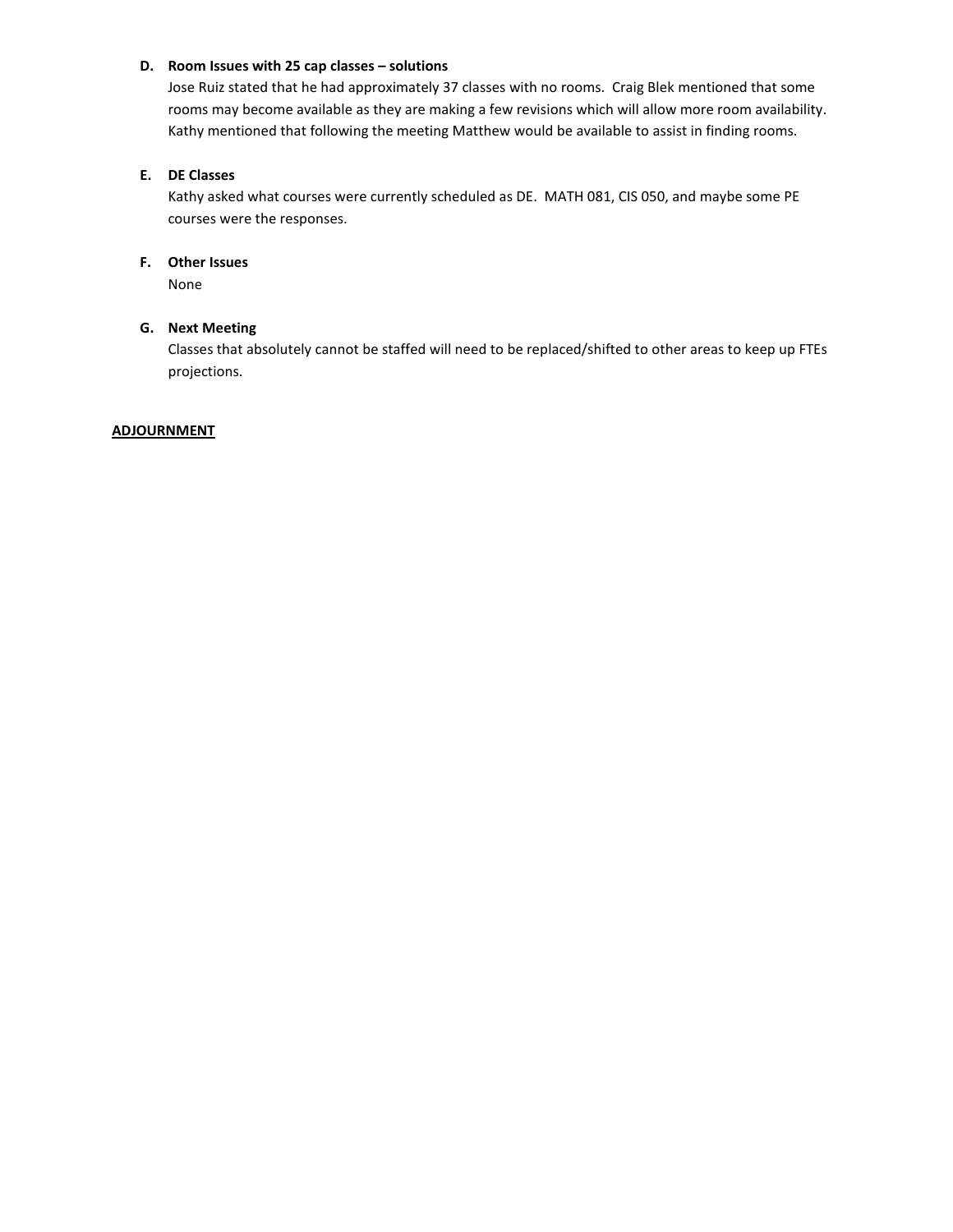**D. Room Issues with 25 cap classes – solutions**

Jose Ruiz stated that he had approximately 37 classes with no rooms. Craig Blek mentioned that some rooms may become available as they are making a few revisions which will allow more room availability. Kathy mentioned that following the meeting Matthew would be available to assist in finding rooms.

**E. DE Classes**

Kathy asked what courses were currently scheduled as DE. MATH 081, CIS 050, and maybe some PE courses were the responses.

**F. Other Issues**

None

**G. Next Meeting**

Classes that absolutely cannot be staffed will need to be replaced/shifted to other areas to keep up FTEs projections.

**ADJOURNMENT**